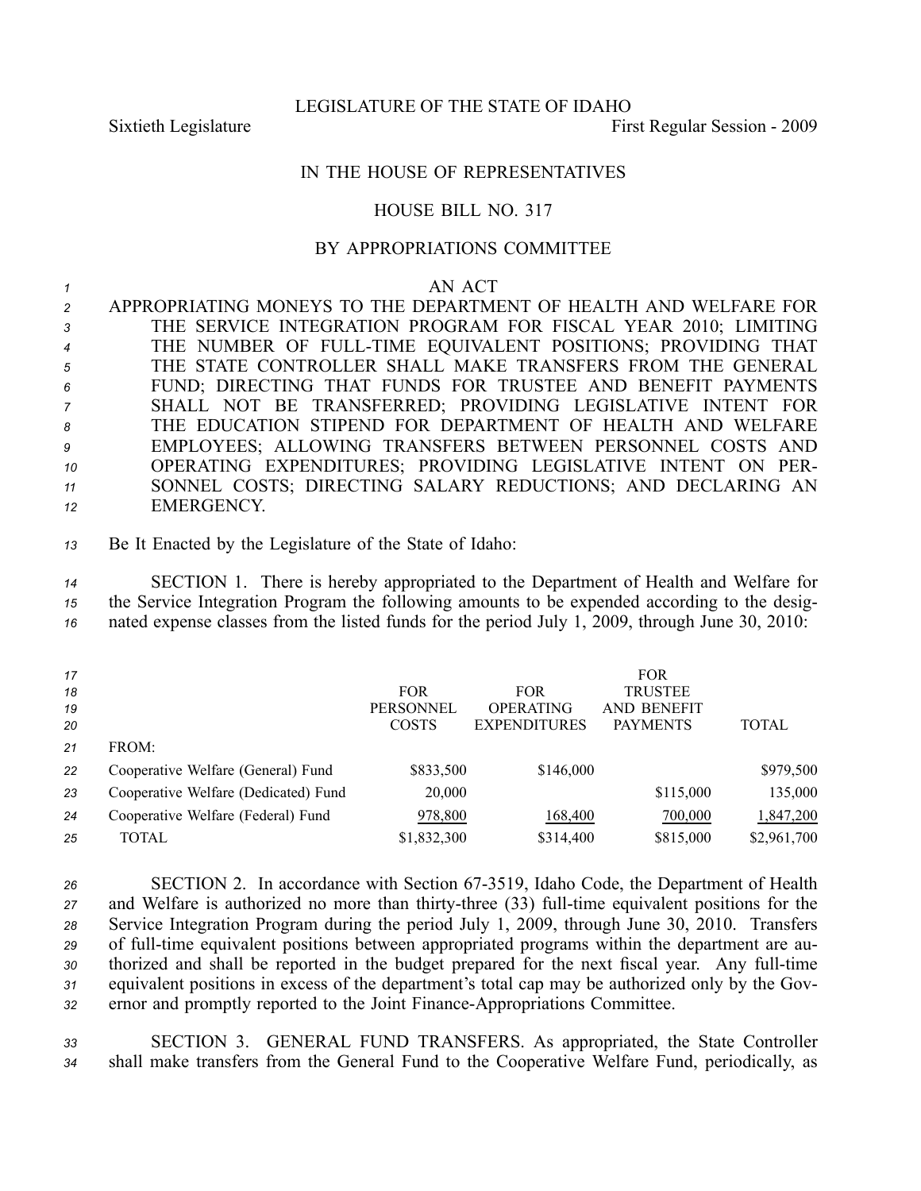LEGISLATURE OF THE STATE OF IDAHO

Sixtieth Legislature First Regular Session - 2009

IN THE HOUSE OF REPRESENTATIVES

HOUSE BILL NO. 317

BY APPROPRIATIONS COMMITTEE

AN ACT

APPROPRIATING MONEYS TO THE DEPARTMENT OF HEALTH AND WELFARE FOR THE SERVICE INTEGRATION PROGRAM FOR FISCAL YEAR 2010; LIMITING THE NUMBER OF FULL-TIME EQUIVALENT POSITIONS; PROVIDING THAT THE STATE CONTROLLER SHALL MAKE TRANSFERS FROM THE GENERAL FUND; DIRECTING THAT FUNDS FOR TRUSTEE AND BENEFIT PAYMENTS SHALL NOT BE TRANSFERRED; PROVIDING LEGISLATIVE INTENT FOR THE EDUCATION STIPEND FOR DEPARTMENT OF HEALTH AND WELFARE EMPLOYEES; ALLOWING TRANSFERS BETWEEN PERSONNEL COSTS AND OPERATING EXPENDITURES; PROVIDING LEGISLATIVE INTENT ON PERSONNEL COSTS; DIRECTING SALARY REDUCTIONS; AND DECLARING AN EMERGENCY.

Be It Enacted by the Legislature of the State of Idaho:

SECTION 1. There is hereby appropriated to the Department of Health and Welfare for the Service Integration Program the following amounts to be expended according to the designated expense classes from the listed funds for the period July 1, 2009, through June 30, 2010:

| | FOR PERSONNEL COSTS | FOR OPERATING EXPENDITURES | FOR TRUSTEE AND BENEFIT PAYMENTS | TOTAL |
|---|---|---|---|---|
| FROM: | | | | |
| Cooperative Welfare (General) Fund | $833,500 | $146,000 | | $979,500 |
| Cooperative Welfare (Dedicated) Fund | 20,000 | | $115,000 | 135,000 |
| Cooperative Welfare (Federal) Fund | 978,800 | 168,400 | 700,000 | 1,847,200 |
| TOTAL | $1,832,300 | $314,400 | $815,000 | $2,961,700 |

SECTION 2. In accordance with Section 67-3519, Idaho Code, the Department of Health and Welfare is authorized no more than thirty-three (33) full-time equivalent positions for the Service Integration Program during the period July 1, 2009, through June 30, 2010. Transfers of full-time equivalent positions between appropriated programs within the department are authorized and shall be reported in the budget prepared for the next fiscal year. Any full-time equivalent positions in excess of the department's total cap may be authorized only by the Governor and promptly reported to the Joint Finance-Appropriations Committee.

SECTION 3. GENERAL FUND TRANSFERS. As appropriated, the State Controller shall make transfers from the General Fund to the Cooperative Welfare Fund, periodically, as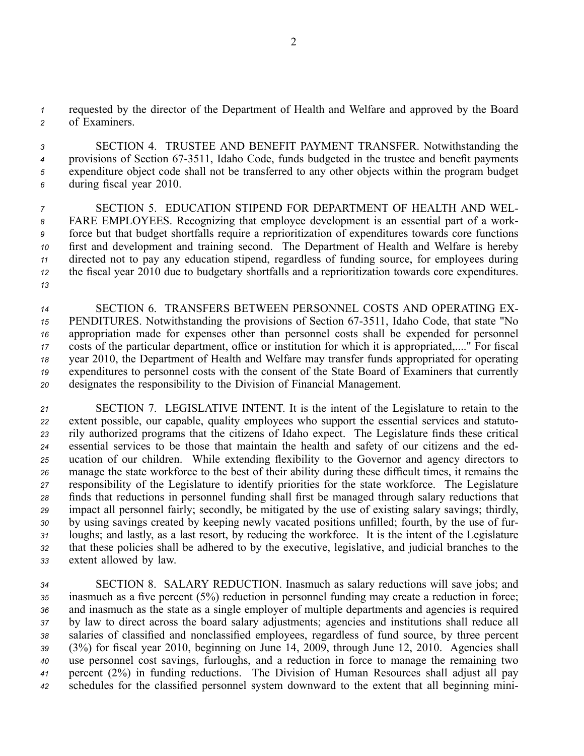requested by the director of the Department of Health and Welfare and approved by the Board of Examiners.

SECTION 4. TRUSTEE AND BENEFIT PAYMENT TRANSFER. Notwithstanding the provisions of Section 67-3511, Idaho Code, funds budgeted in the trustee and benefit payments expenditure object code shall not be transferred to any other objects within the program budget during fiscal year 2010.

SECTION 5. EDUCATION STIPEND FOR DEPARTMENT OF HEALTH AND WELFARE EMPLOYEES. Recognizing that employee development is an essential part of a workforce but that budget shortfalls require a reprioritization of expenditures towards core functions first and development and training second. The Department of Health and Welfare is hereby directed not to pay any education stipend, regardless of funding source, for employees during the fiscal year 2010 due to budgetary shortfalls and a reprioritization towards core expenditures.

SECTION 6. TRANSFERS BETWEEN PERSONNEL COSTS AND OPERATING EXPENDITURES. Notwithstanding the provisions of Section 67-3511, Idaho Code, that state "No appropriation made for expenses other than personnel costs shall be expended for personnel costs of the particular department, office or institution for which it is appropriated,...." For fiscal year 2010, the Department of Health and Welfare may transfer funds appropriated for operating expenditures to personnel costs with the consent of the State Board of Examiners that currently designates the responsibility to the Division of Financial Management.

SECTION 7. LEGISLATIVE INTENT. It is the intent of the Legislature to retain to the extent possible, our capable, quality employees who support the essential services and statutorily authorized programs that the citizens of Idaho expect. The Legislature finds these critical essential services to be those that maintain the health and safety of our citizens and the education of our children. While extending flexibility to the Governor and agency directors to manage the state workforce to the best of their ability during these difficult times, it remains the responsibility of the Legislature to identify priorities for the state workforce. The Legislature finds that reductions in personnel funding shall first be managed through salary reductions that impact all personnel fairly; secondly, be mitigated by the use of existing salary savings; thirdly, by using savings created by keeping newly vacated positions unfilled; fourth, by the use of furloughs; and lastly, as a last resort, by reducing the workforce. It is the intent of the Legislature that these policies shall be adhered to by the executive, legislative, and judicial branches to the extent allowed by law.

SECTION 8. SALARY REDUCTION. Inasmuch as salary reductions will save jobs; and inasmuch as a five percent (5%) reduction in personnel funding may create a reduction in force; and inasmuch as the state as a single employer of multiple departments and agencies is required by law to direct across the board salary adjustments; agencies and institutions shall reduce all salaries of classified and nonclassified employees, regardless of fund source, by three percent (3%) for fiscal year 2010, beginning on June 14, 2009, through June 12, 2010. Agencies shall use personnel cost savings, furloughs, and a reduction in force to manage the remaining two percent (2%) in funding reductions. The Division of Human Resources shall adjust all pay schedules for the classified personnel system downward to the extent that all beginning mini-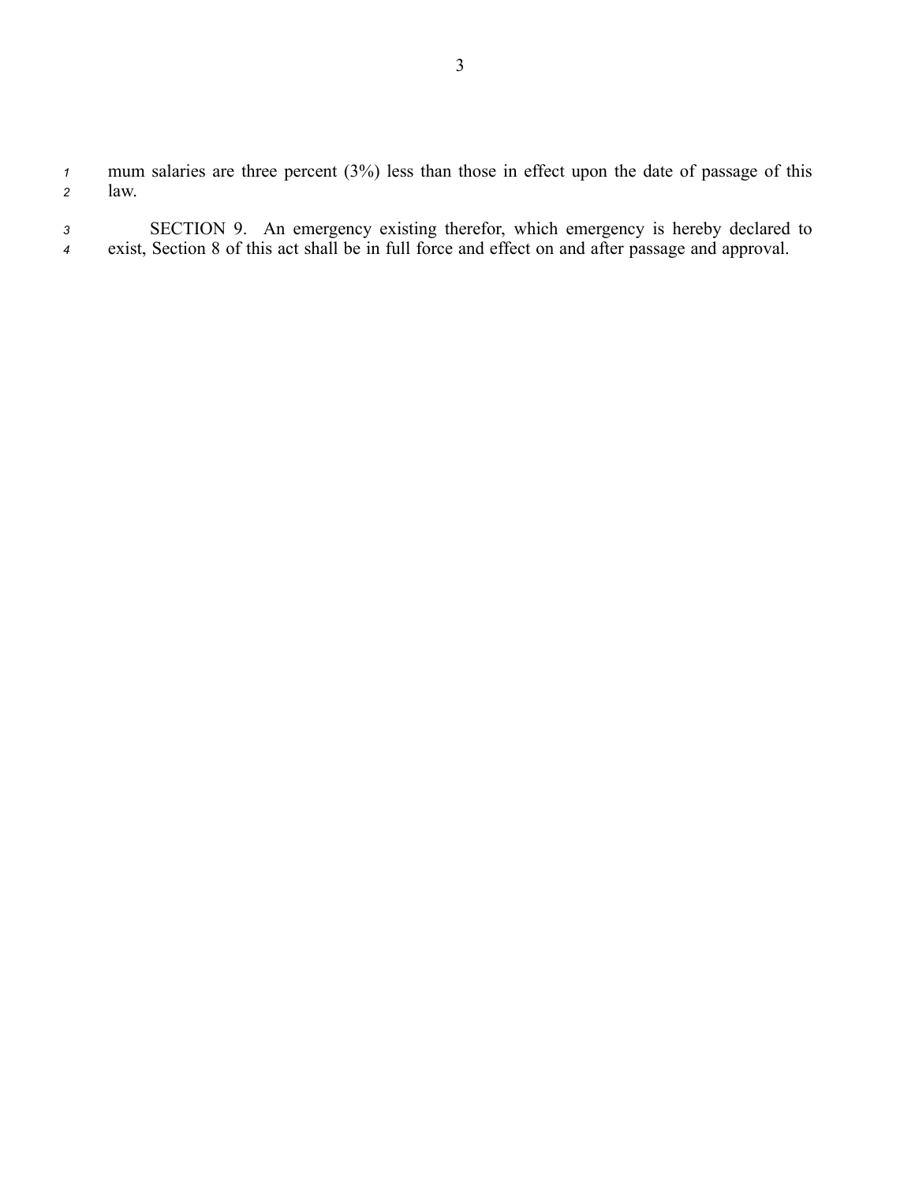mum salaries are three percent (3%) less than those in effect upon the date of passage of this law.

SECTION 9. An emergency existing therefor, which emergency is hereby declared to exist, Section 8 of this act shall be in full force and effect on and after passage and approval.